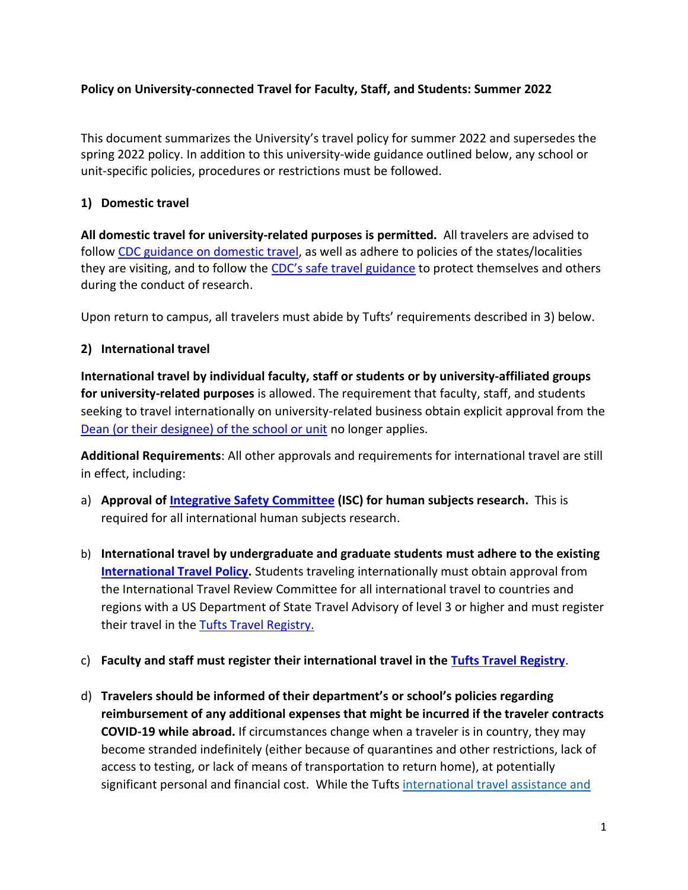**Policy on University-connected Travel for Faculty, Staff, and Students: Summer 2022**

This document summarizes the University's travel policy for summer 2022 and supersedes the spring 2022 policy. In addition to this university-wide guidance outlined below, any school or unit-specific policies, procedures or restrictions must be followed.

**1) Domestic travel**

**All domestic travel for university-related purposes is permitted.** All travelers are advised to follow CDC guidance on domestic travel, as well as adhere to policies of the states/localities they are visiting, and to follow the CDC's safe travel guidance to protect themselves and others during the conduct of research.

Upon return to campus, all travelers must abide by Tufts' requirements described in 3) below.

**2) International travel**

**International travel by individual faculty, staff or students or by university-affiliated groups for university-related purposes** is allowed. The requirement that faculty, staff, and students seeking to travel internationally on university-related business obtain explicit approval from the Dean (or their designee) of the school or unit no longer applies.

**Additional Requirements**: All other approvals and requirements for international travel are still in effect, including:

a) **Approval of Integrative Safety Committee (ISC) for human subjects research.** This is required for all international human subjects research.

b) **International travel by undergraduate and graduate students must adhere to the existing International Travel Policy.** Students traveling internationally must obtain approval from the International Travel Review Committee for all international travel to countries and regions with a US Department of State Travel Advisory of level 3 or higher and must register their travel in the Tufts Travel Registry.

c) **Faculty and staff must register their international travel in the Tufts Travel Registry**.

d) **Travelers should be informed of their department's or school's policies regarding reimbursement of any additional expenses that might be incurred if the traveler contracts COVID-19 while abroad.** If circumstances change when a traveler is in country, they may become stranded indefinitely (either because of quarantines and other restrictions, lack of access to testing, or lack of means of transportation to return home), at potentially significant personal and financial cost. While the Tufts international travel assistance and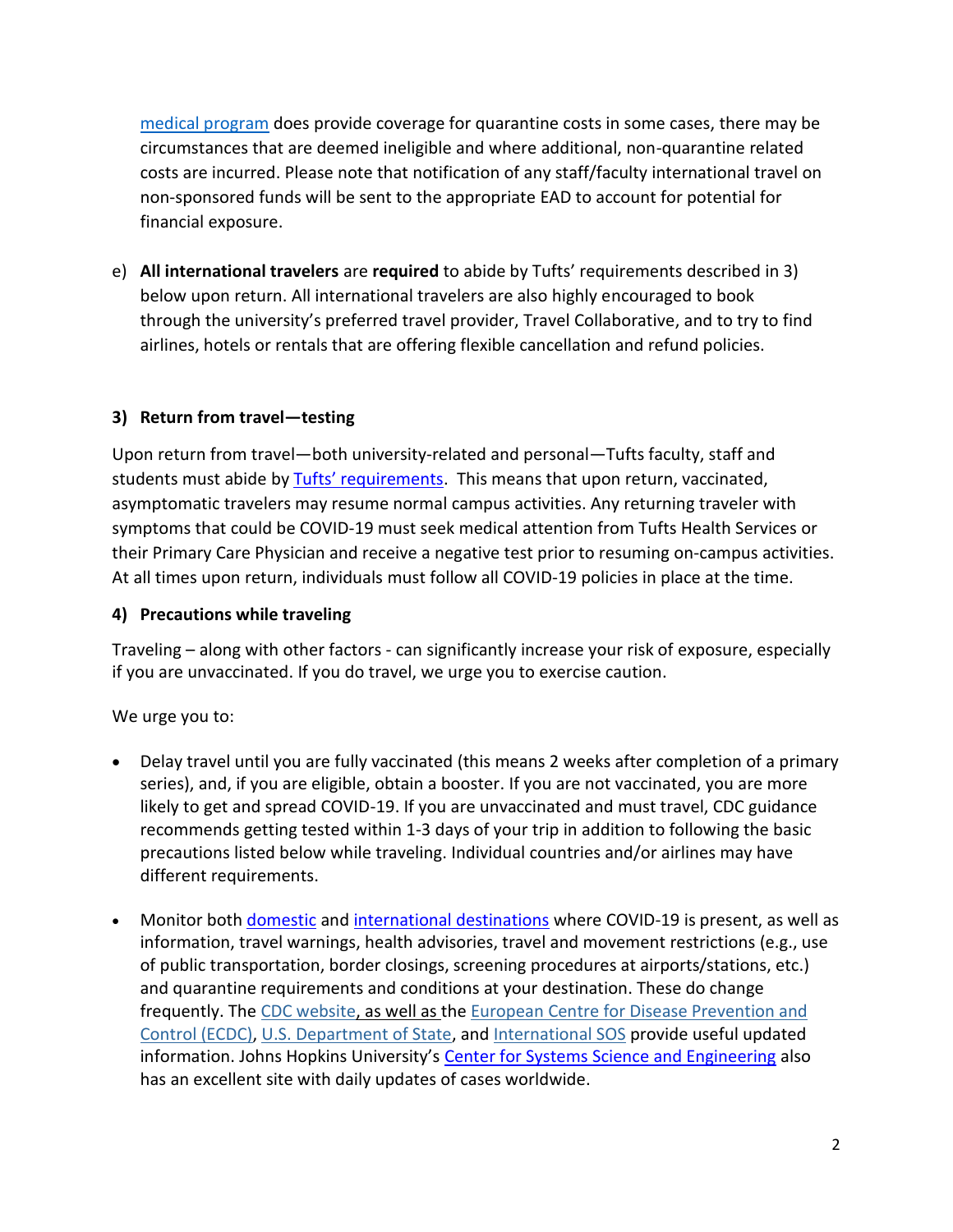medical program does provide coverage for quarantine costs in some cases, there may be circumstances that are deemed ineligible and where additional, non-quarantine related costs are incurred. Please note that notification of any staff/faculty international travel on non-sponsored funds will be sent to the appropriate EAD to account for potential for financial exposure.

e) **All international travelers** are **required** to abide by Tufts' requirements described in 3) below upon return. All international travelers are also highly encouraged to book through the university's preferred travel provider, Travel Collaborative, and to try to find airlines, hotels or rentals that are offering flexible cancellation and refund policies.

### 3) Return from travel—testing

Upon return from travel—both university-related and personal—Tufts faculty, staff and students must abide by Tufts' requirements. This means that upon return, vaccinated, asymptomatic travelers may resume normal campus activities. Any returning traveler with symptoms that could be COVID-19 must seek medical attention from Tufts Health Services or their Primary Care Physician and receive a negative test prior to resuming on-campus activities. At all times upon return, individuals must follow all COVID-19 policies in place at the time.

### 4) Precautions while traveling

Traveling – along with other factors - can significantly increase your risk of exposure, especially if you are unvaccinated. If you do travel, we urge you to exercise caution.

We urge you to:

- Delay travel until you are fully vaccinated (this means 2 weeks after completion of a primary series), and, if you are eligible, obtain a booster. If you are not vaccinated, you are more likely to get and spread COVID-19. If you are unvaccinated and must travel, CDC guidance recommends getting tested within 1-3 days of your trip in addition to following the basic precautions listed below while traveling. Individual countries and/or airlines may have different requirements.
- Monitor both domestic and international destinations where COVID-19 is present, as well as information, travel warnings, health advisories, travel and movement restrictions (e.g., use of public transportation, border closings, screening procedures at airports/stations, etc.) and quarantine requirements and conditions at your destination. These do change frequently. The CDC website, as well as the European Centre for Disease Prevention and Control (ECDC), U.S. Department of State, and International SOS provide useful updated information. Johns Hopkins University's Center for Systems Science and Engineering also has an excellent site with daily updates of cases worldwide.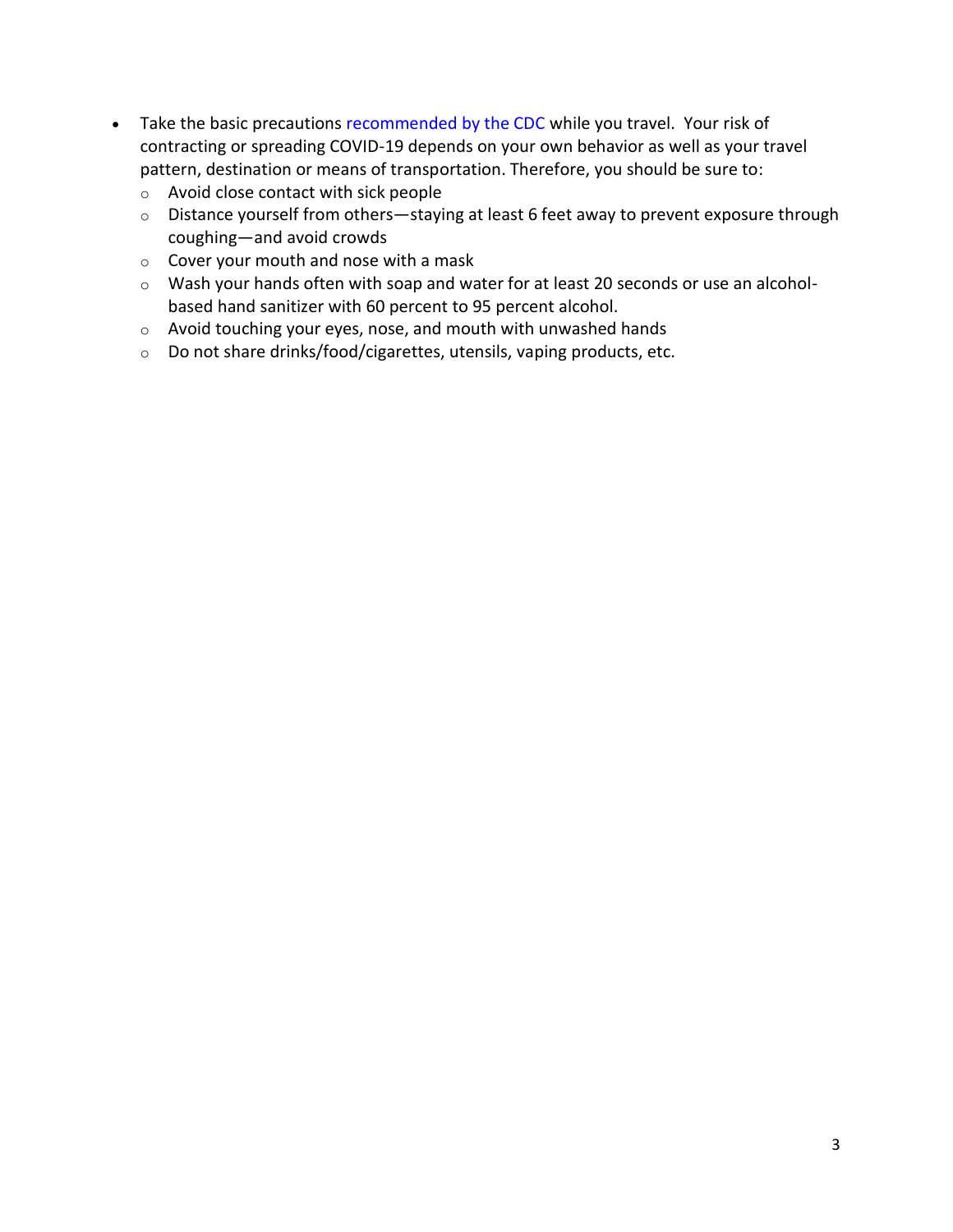- Take the basic precautions recommended by the CDC while you travel. Your risk of contracting or spreading COVID-19 depends on your own behavior as well as your travel pattern, destination or means of transportation. Therefore, you should be sure to:
  - Avoid close contact with sick people
  - Distance yourself from others—staying at least 6 feet away to prevent exposure through coughing—and avoid crowds
  - Cover your mouth and nose with a mask
  - Wash your hands often with soap and water for at least 20 seconds or use an alcohol-based hand sanitizer with 60 percent to 95 percent alcohol.
  - Avoid touching your eyes, nose, and mouth with unwashed hands
  - Do not share drinks/food/cigarettes, utensils, vaping products, etc.